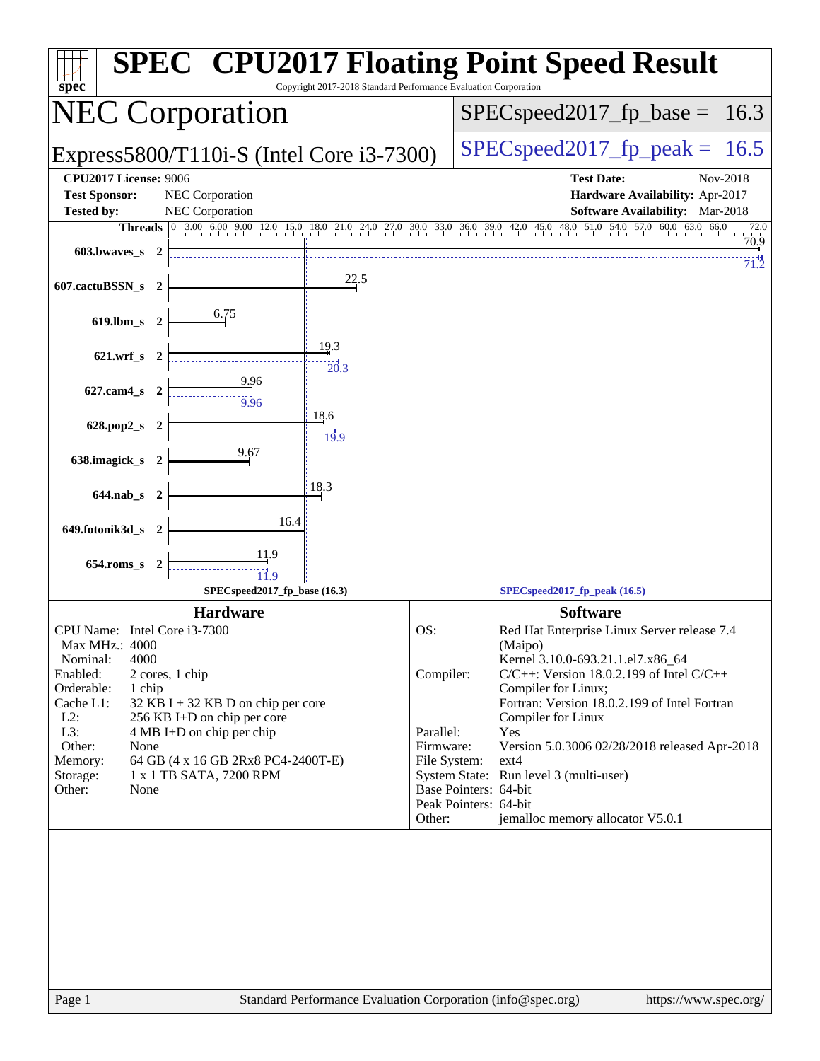# SPEC CPU2017 Floating Point Speed Result

Copyright 2017-2018 Standard Performance Evaluation Corporation

## NEC Corporation

Express5800/T110i-S (Intel Core i3-7300)

SPECspeed2017_fp_base = 16.3

SPECspeed2017_fp_peak = 16.5

**CPU2017 License:** 9006
**Test Sponsor:** NEC Corporation
**Tested by:** NEC Corporation

**Test Date:** Nov-2018
**Hardware Availability:** Apr-2017
**Software Availability:** Mar-2018

| Benchmark | Threads | Base | Peak |
|---|---|---|---|
| 603.bwaves_s | 2 | 70.9 | 71.2 |
| 607.cactuBSSN_s | 2 | 22.5 | |
| 619.lbm_s | 2 | 6.75 | |
| 621.wrf_s | 2 | 19.3 | 20.3 |
| 627.cam4_s | 2 | 9.96 | 9.96 |
| 628.pop2_s | 2 | 18.6 | 19.9 |
| 638.imagick_s | 2 | 9.67 | |
| 644.nab_s | 2 | 18.3 | |
| 649.fotonik3d_s | 2 | 16.4 | |
| 654.roms_s | 2 | 11.9 | 11.9 |

SPECspeed2017_fp_base (16.3) — SPECspeed2017_fp_peak (16.5)

### Hardware

| | |
|---|---|
| CPU Name: | Intel Core i3-7300 |
| Max MHz.: | 4000 |
| Nominal: | 4000 |
| Enabled: | 2 cores, 1 chip |
| Orderable: | 1 chip |
| Cache L1: | 32 KB I + 32 KB D on chip per core |
| L2: | 256 KB I+D on chip per core |
| L3: | 4 MB I+D on chip per chip |
| Other: | None |
| Memory: | 64 GB (4 x 16 GB 2Rx8 PC4-2400T-E) |
| Storage: | 1 x 1 TB SATA, 7200 RPM |
| Other: | None |

### Software

| | |
|---|---|
| OS: | Red Hat Enterprise Linux Server release 7.4 (Maipo) Kernel 3.10.0-693.21.1.el7.x86_64 |
| Compiler: | C/C++: Version 18.0.2.199 of Intel C/C++ Compiler for Linux; Fortran: Version 18.0.2.199 of Intel Fortran Compiler for Linux |
| Parallel: | Yes |
| Firmware: | Version 5.0.3006 02/28/2018 released Apr-2018 |
| File System: | ext4 |
| System State: | Run level 3 (multi-user) |
| Base Pointers: | 64-bit |
| Peak Pointers: | 64-bit |
| Other: | jemalloc memory allocator V5.0.1 |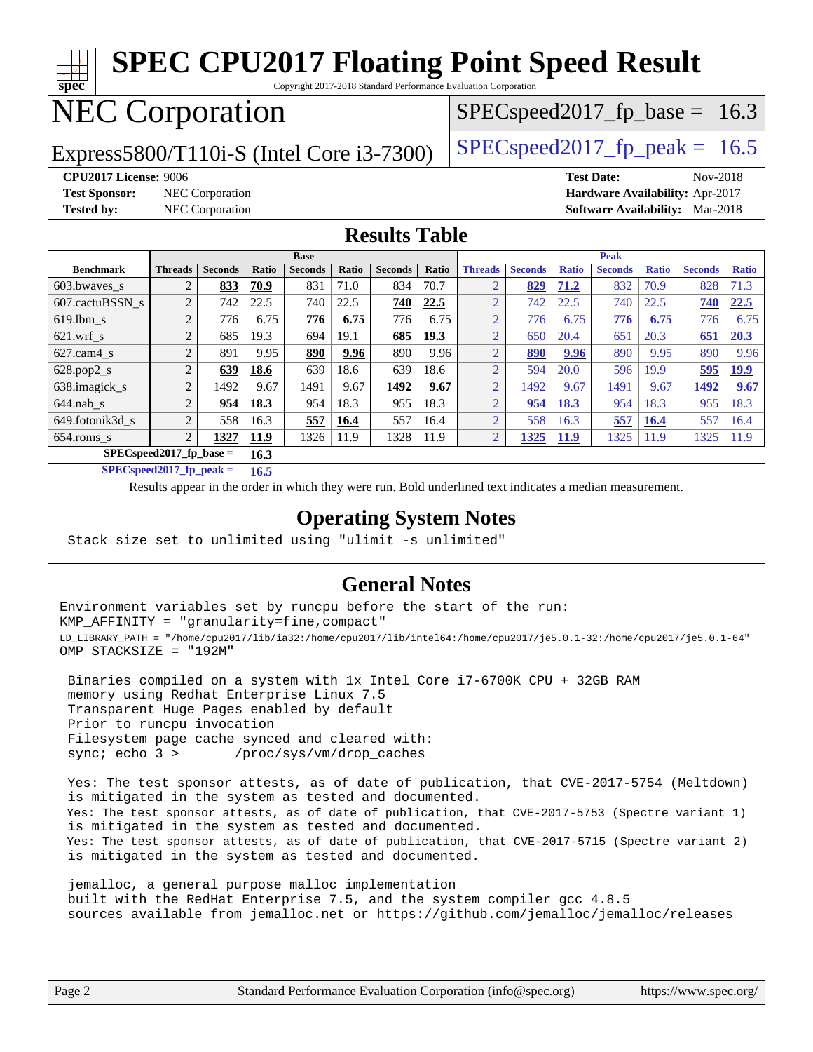# SPEC CPU2017 Floating Point Speed Result

Copyright 2017-2018 Standard Performance Evaluation Corporation

## NEC Corporation

Express5800/T110i-S (Intel Core i3-7300)

SPECspeed2017_fp_base = 16.3

SPECspeed2017_fp_peak = 16.5

**CPU2017 License:** 9006
**Test Sponsor:** NEC Corporation
**Tested by:** NEC Corporation

**Test Date:** Nov-2018
**Hardware Availability:** Apr-2017
**Software Availability:** Mar-2018

## Results Table

| Benchmark | Base | | | | | | | Peak | | | | | | |
|---|---|---|---|---|---|---|---|---|---|---|---|---|---|---|
| | Threads | Seconds | Ratio | Seconds | Ratio | Seconds | Ratio | Threads | Seconds | Ratio | Seconds | Ratio | Seconds | Ratio |
| 603.bwaves_s | 2 | **833** | **70.9** | 831 | 71.0 | 834 | 70.7 | 2 | **829** | **71.2** | 832 | 70.9 | 828 | 71.3 |
| 607.cactuBSSN_s | 2 | 742 | 22.5 | 740 | 22.5 | **740** | **22.5** | 2 | 742 | 22.5 | 740 | 22.5 | **740** | **22.5** |
| 619.lbm_s | 2 | 776 | 6.75 | **776** | **6.75** | 776 | 6.75 | 2 | 776 | 6.75 | **776** | **6.75** | 776 | 6.75 |
| 621.wrf_s | 2 | 685 | 19.3 | 694 | 19.1 | **685** | **19.3** | 2 | 650 | 20.4 | 651 | 20.3 | **651** | **20.3** |
| 627.cam4_s | 2 | 891 | 9.95 | **890** | **9.96** | 890 | 9.96 | 2 | **890** | **9.96** | 890 | 9.95 | 890 | 9.96 |
| 628.pop2_s | 2 | **639** | **18.6** | 639 | 18.6 | 639 | 18.6 | 2 | 594 | 20.0 | 596 | 19.9 | **595** | **19.9** |
| 638.imagick_s | 2 | 1492 | 9.67 | 1491 | 9.67 | **1492** | **9.67** | 2 | 1492 | 9.67 | 1491 | 9.67 | **1492** | **9.67** |
| 644.nab_s | 2 | **954** | **18.3** | 954 | 18.3 | 955 | 18.3 | 2 | **954** | **18.3** | 954 | 18.3 | 955 | 18.3 |
| 649.fotonik3d_s | 2 | 558 | 16.3 | **557** | **16.4** | 557 | 16.4 | 2 | 558 | 16.3 | **557** | **16.4** | 557 | 16.4 |
| 654.roms_s | 2 | **1327** | **11.9** | 1326 | 11.9 | 1328 | 11.9 | 2 | **1325** | **11.9** | 1325 | 11.9 | 1325 | 11.9 |

**SPECspeed2017_fp_base = 16.3**

**SPECspeed2017_fp_peak = 16.5**

Results appear in the order in which they were run. Bold underlined text indicates a median measurement.

## Operating System Notes

```
Stack size set to unlimited using "ulimit -s unlimited"
```

## General Notes

```
Environment variables set by runcpu before the start of the run:
KMP_AFFINITY = "granularity=fine,compact"
LD_LIBRARY_PATH = "/home/cpu2017/lib/ia32:/home/cpu2017/lib/intel64:/home/cpu2017/je5.0.1-32:/home/cpu2017/je5.0.1-64"
OMP_STACKSIZE = "192M"

 Binaries compiled on a system with 1x Intel Core i7-6700K CPU + 32GB RAM
 memory using Redhat Enterprise Linux 7.5
 Transparent Huge Pages enabled by default
 Prior to runcpu invocation
 Filesystem page cache synced and cleared with:
 sync; echo 3 >       /proc/sys/vm/drop_caches

 Yes: The test sponsor attests, as of date of publication, that CVE-2017-5754 (Meltdown)
 is mitigated in the system as tested and documented.
 Yes: The test sponsor attests, as of date of publication, that CVE-2017-5753 (Spectre variant 1)
 is mitigated in the system as tested and documented.
 Yes: The test sponsor attests, as of date of publication, that CVE-2017-5715 (Spectre variant 2)
 is mitigated in the system as tested and documented.

 jemalloc, a general purpose malloc implementation
 built with the RedHat Enterprise 7.5, and the system compiler gcc 4.8.5
 sources available from jemalloc.net or https://github.com/jemalloc/jemalloc/releases
```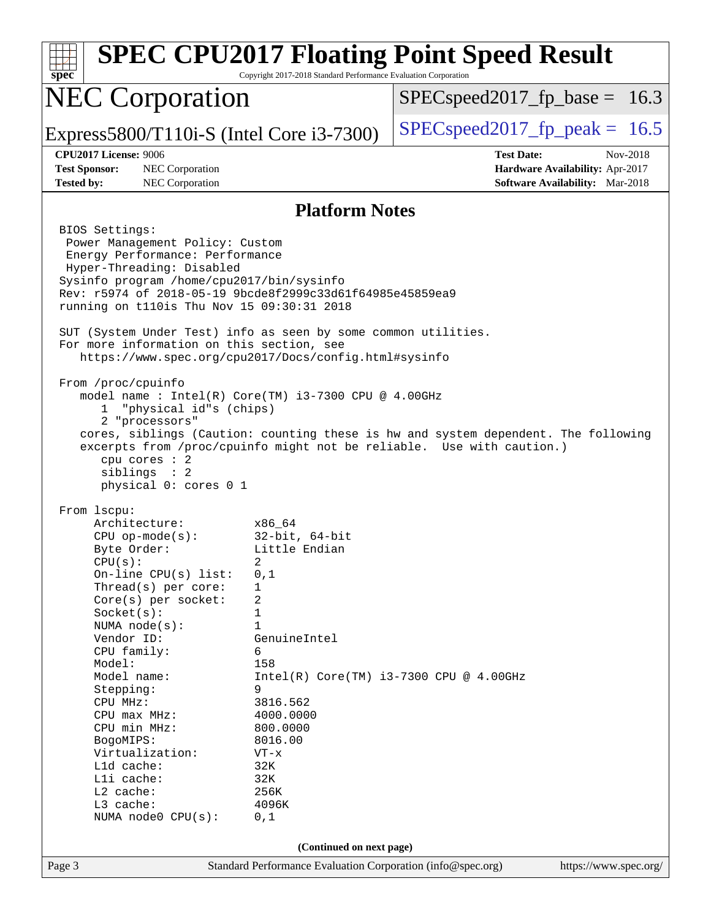# SPEC CPU2017 Floating Point Speed Result

Copyright 2017-2018 Standard Performance Evaluation Corporation

## NEC Corporation

Express5800/T110i-S (Intel Core i3-7300)

SPECspeed2017_fp_base = 16.3

SPECspeed2017_fp_peak = 16.5

**CPU2017 License:** 9006
**Test Sponsor:** NEC Corporation
**Tested by:** NEC Corporation

**Test Date:** Nov-2018
**Hardware Availability:** Apr-2017
**Software Availability:** Mar-2018

### Platform Notes

```
BIOS Settings:
 Power Management Policy: Custom
 Energy Performance: Performance
 Hyper-Threading: Disabled
Sysinfo program /home/cpu2017/bin/sysinfo
Rev: r5974 of 2018-05-19 9bcde8f2999c33d61f64985e45859ea9
running on t110is Thu Nov 15 09:30:31 2018

SUT (System Under Test) info as seen by some common utilities.
For more information on this section, see
   https://www.spec.org/cpu2017/Docs/config.html#sysinfo

From /proc/cpuinfo
   model name : Intel(R) Core(TM) i3-7300 CPU @ 4.00GHz
      1  "physical id"s (chips)
      2 "processors"
   cores, siblings (Caution: counting these is hw and system dependent. The following
   excerpts from /proc/cpuinfo might not be reliable.  Use with caution.)
      cpu cores : 2
      siblings  : 2
      physical 0: cores 0 1

From lscpu:
     Architecture:          x86_64
     CPU op-mode(s):        32-bit, 64-bit
     Byte Order:            Little Endian
     CPU(s):                2
     On-line CPU(s) list:   0,1
     Thread(s) per core:    1
     Core(s) per socket:    2
     Socket(s):             1
     NUMA node(s):          1
     Vendor ID:             GenuineIntel
     CPU family:            6
     Model:                 158
     Model name:            Intel(R) Core(TM) i3-7300 CPU @ 4.00GHz
     Stepping:              9
     CPU MHz:               3816.562
     CPU max MHz:           4000.0000
     CPU min MHz:           800.0000
     BogoMIPS:              8016.00
     Virtualization:        VT-x
     L1d cache:             32K
     L1i cache:             32K
     L2 cache:              256K
     L3 cache:              4096K
     NUMA node0 CPU(s):     0,1
```

(Continued on next page)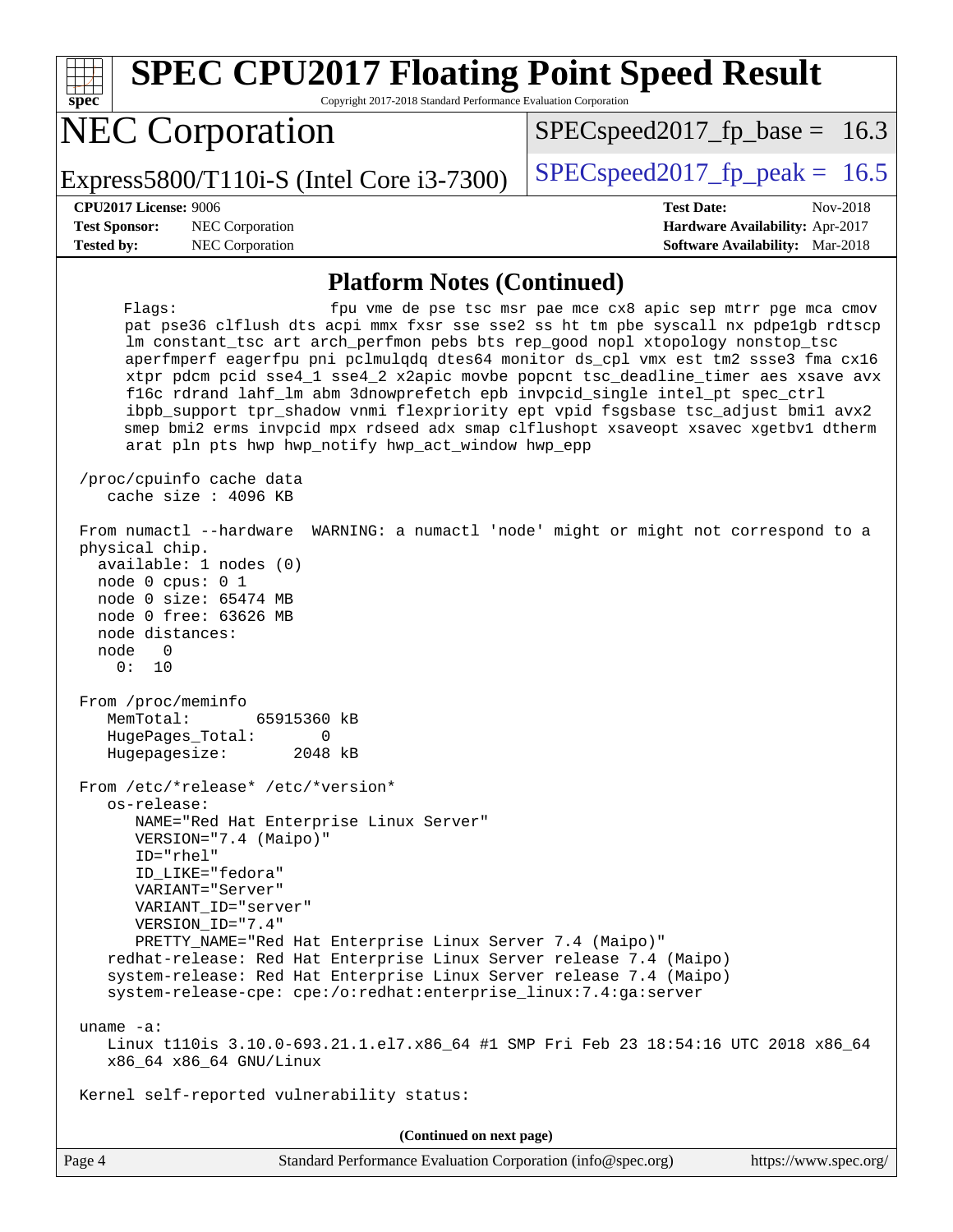## Platform Notes (Continued)

```
     Flags:                 fpu vme de pse tsc msr pae mce cx8 apic sep mtrr pge mca cmov
       pat pse36 clflush dts acpi mmx fxsr sse sse2 ss ht tm pbe syscall nx pdpe1gb rdtscp
       lm constant_tsc art arch_perfmon pebs bts rep_good nopl xtopology nonstop_tsc
       aperfmperf eagerfpu pni pclmulqdq dtes64 monitor ds_cpl vmx est tm2 ssse3 fma cx16
       xtpr pdcm pcid sse4_1 sse4_2 x2apic movbe popcnt tsc_deadline_timer aes xsave avx
       f16c rdrand lahf_lm abm 3dnowprefetch epb invpcid_single intel_pt spec_ctrl
       ibpb_support tpr_shadow vnmi flexpriority ept vpid fsgsbase tsc_adjust bmi1 avx2
       smep bmi2 erms invpcid mpx rdseed adx smap clflushopt xsaveopt xsavec xgetbv1 dtherm
       arat pln pts hwp hwp_notify hwp_act_window hwp_epp

 /proc/cpuinfo cache data
    cache size : 4096 KB

 From numactl --hardware  WARNING: a numactl 'node' might or might not correspond to a
 physical chip.
   available: 1 nodes (0)
   node 0 cpus: 0 1
   node 0 size: 65474 MB
   node 0 free: 63626 MB
   node distances:
   node   0
     0:  10

 From /proc/meminfo
    MemTotal:       65915360 kB
    HugePages_Total:       0
    Hugepagesize:       2048 kB

 From /etc/*release* /etc/*version*
    os-release:
       NAME="Red Hat Enterprise Linux Server"
       VERSION="7.4 (Maipo)"
       ID="rhel"
       ID_LIKE="fedora"
       VARIANT="Server"
       VARIANT_ID="server"
       VERSION_ID="7.4"
       PRETTY_NAME="Red Hat Enterprise Linux Server 7.4 (Maipo)"
    redhat-release: Red Hat Enterprise Linux Server release 7.4 (Maipo)
    system-release: Red Hat Enterprise Linux Server release 7.4 (Maipo)
    system-release-cpe: cpe:/o:redhat:enterprise_linux:7.4:ga:server

 uname -a:
    Linux t110is 3.10.0-693.21.1.el7.x86_64 #1 SMP Fri Feb 23 18:54:16 UTC 2018 x86_64
    x86_64 x86_64 GNU/Linux

 Kernel self-reported vulnerability status:
```

**(Continued on next page)**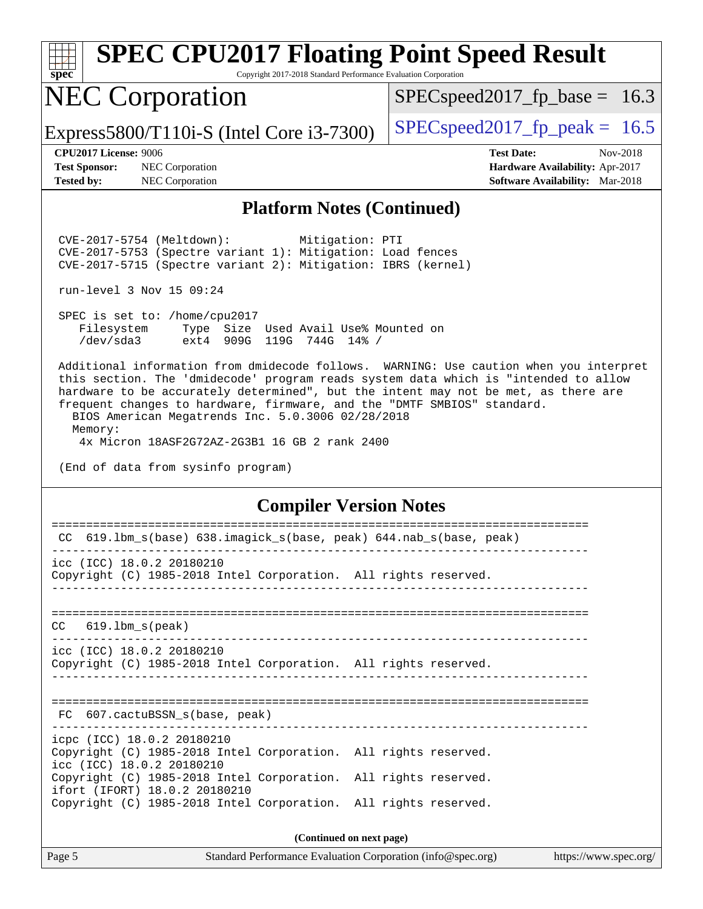## Platform Notes (Continued)

```
CVE-2017-5754 (Meltdown):          Mitigation: PTI
CVE-2017-5753 (Spectre variant 1): Mitigation: Load fences
CVE-2017-5715 (Spectre variant 2): Mitigation: IBRS (kernel)

run-level 3 Nov 15 09:24

SPEC is set to: /home/cpu2017
   Filesystem     Type  Size  Used Avail Use% Mounted on
   /dev/sda3      ext4  909G  119G  744G  14% /

Additional information from dmidecode follows.  WARNING: Use caution when you interpret
this section. The 'dmidecode' program reads system data which is "intended to allow
hardware to be accurately determined", but the intent may not be met, as there are
frequent changes to hardware, firmware, and the "DMTF SMBIOS" standard.
  BIOS American Megatrends Inc. 5.0.3006 02/28/2018
  Memory:
   4x Micron 18ASF2G72AZ-2G3B1 16 GB 2 rank 2400

(End of data from sysinfo program)
```

## Compiler Version Notes

```
==============================================================================
 CC  619.lbm_s(base) 638.imagick_s(base, peak) 644.nab_s(base, peak)
------------------------------------------------------------------------------
icc (ICC) 18.0.2 20180210
Copyright (C) 1985-2018 Intel Corporation.  All rights reserved.
------------------------------------------------------------------------------

==============================================================================
CC   619.lbm_s(peak)
------------------------------------------------------------------------------
icc (ICC) 18.0.2 20180210
Copyright (C) 1985-2018 Intel Corporation.  All rights reserved.
------------------------------------------------------------------------------

==============================================================================
 FC  607.cactuBSSN_s(base, peak)
------------------------------------------------------------------------------
icpc (ICC) 18.0.2 20180210
Copyright (C) 1985-2018 Intel Corporation.  All rights reserved.
icc (ICC) 18.0.2 20180210
Copyright (C) 1985-2018 Intel Corporation.  All rights reserved.
ifort (IFORT) 18.0.2 20180210
Copyright (C) 1985-2018 Intel Corporation.  All rights reserved.
```

(Continued on next page)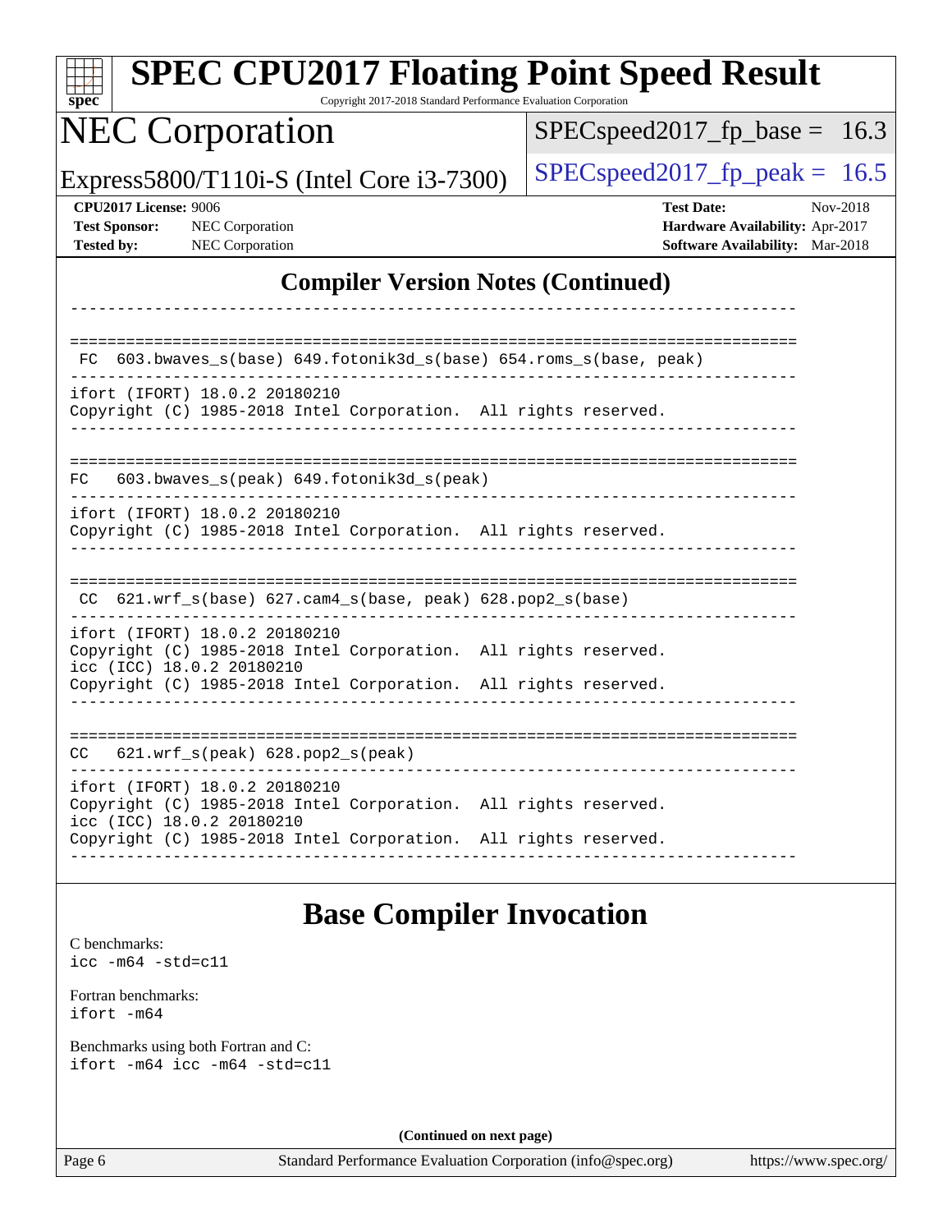## Compiler Version Notes (Continued)

```
------------------------------------------------------------------------------

==============================================================================
 FC  603.bwaves_s(base) 649.fotonik3d_s(base) 654.roms_s(base, peak)
------------------------------------------------------------------------------
ifort (IFORT) 18.0.2 20180210
Copyright (C) 1985-2018 Intel Corporation.  All rights reserved.
------------------------------------------------------------------------------

==============================================================================
FC   603.bwaves_s(peak) 649.fotonik3d_s(peak)
------------------------------------------------------------------------------
ifort (IFORT) 18.0.2 20180210
Copyright (C) 1985-2018 Intel Corporation.  All rights reserved.
------------------------------------------------------------------------------

==============================================================================
 CC  621.wrf_s(base) 627.cam4_s(base, peak) 628.pop2_s(base)
------------------------------------------------------------------------------
ifort (IFORT) 18.0.2 20180210
Copyright (C) 1985-2018 Intel Corporation.  All rights reserved.
icc (ICC) 18.0.2 20180210
Copyright (C) 1985-2018 Intel Corporation.  All rights reserved.
------------------------------------------------------------------------------

==============================================================================
CC   621.wrf_s(peak) 628.pop2_s(peak)
------------------------------------------------------------------------------
ifort (IFORT) 18.0.2 20180210
Copyright (C) 1985-2018 Intel Corporation.  All rights reserved.
icc (ICC) 18.0.2 20180210
Copyright (C) 1985-2018 Intel Corporation.  All rights reserved.
------------------------------------------------------------------------------
```

## Base Compiler Invocation

C benchmarks:
```
icc -m64 -std=c11
```

Fortran benchmarks:
```
ifort -m64
```

Benchmarks using both Fortran and C:
```
ifort -m64 icc -m64 -std=c11
```

**(Continued on next page)**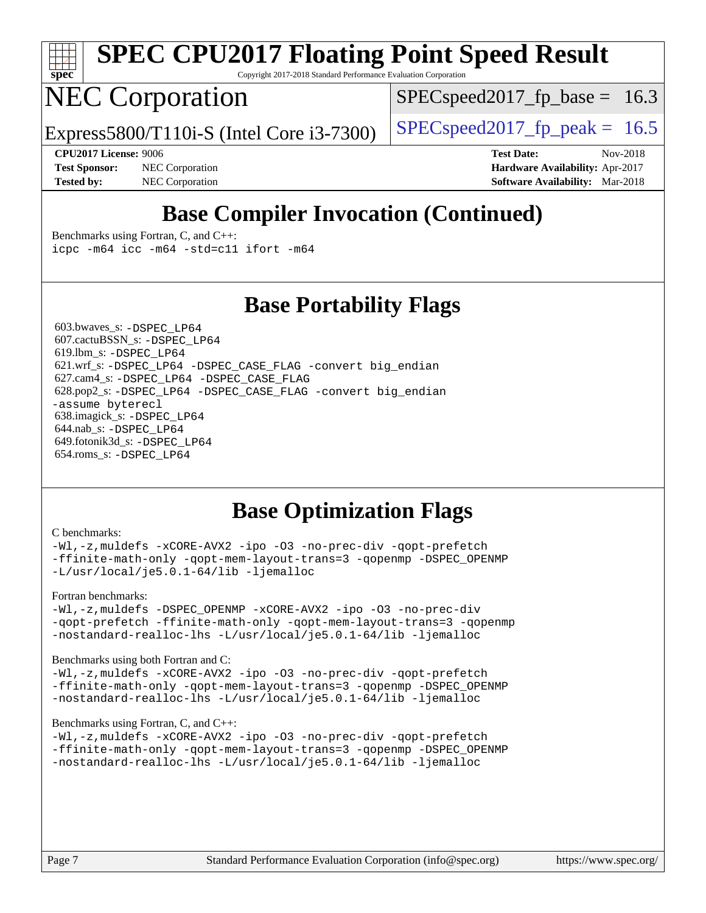# SPEC CPU2017 Floating Point Speed Result

Copyright 2017-2018 Standard Performance Evaluation Corporation

# NEC Corporation

Express5800/T110i-S (Intel Core i3-7300)

SPECspeed2017_fp_base = 16.3

SPECspeed2017_fp_peak = 16.5

**CPU2017 License:** 9006
**Test Sponsor:** NEC Corporation
**Tested by:** NEC Corporation

**Test Date:** Nov-2018
**Hardware Availability:** Apr-2017
**Software Availability:** Mar-2018

## Base Compiler Invocation (Continued)

Benchmarks using Fortran, C, and C++:

```
icpc -m64 icc -m64 -std=c11 ifort -m64
```

## Base Portability Flags

603.bwaves_s: `-DSPEC_LP64`
607.cactuBSSN_s: `-DSPEC_LP64`
619.lbm_s: `-DSPEC_LP64`
621.wrf_s: `-DSPEC_LP64 -DSPEC_CASE_FLAG -convert big_endian`
627.cam4_s: `-DSPEC_LP64 -DSPEC_CASE_FLAG`
628.pop2_s: `-DSPEC_LP64 -DSPEC_CASE_FLAG -convert big_endian -assume byterecl`
638.imagick_s: `-DSPEC_LP64`
644.nab_s: `-DSPEC_LP64`
649.fotonik3d_s: `-DSPEC_LP64`
654.roms_s: `-DSPEC_LP64`

## Base Optimization Flags

C benchmarks:

```
-Wl,-z,muldefs -xCORE-AVX2 -ipo -O3 -no-prec-div -qopt-prefetch
-ffinite-math-only -qopt-mem-layout-trans=3 -qopenmp -DSPEC_OPENMP
-L/usr/local/je5.0.1-64/lib -ljemalloc
```

Fortran benchmarks:

```
-Wl,-z,muldefs -DSPEC_OPENMP -xCORE-AVX2 -ipo -O3 -no-prec-div
-qopt-prefetch -ffinite-math-only -qopt-mem-layout-trans=3 -qopenmp
-nostandard-realloc-lhs -L/usr/local/je5.0.1-64/lib -ljemalloc
```

Benchmarks using both Fortran and C:

```
-Wl,-z,muldefs -xCORE-AVX2 -ipo -O3 -no-prec-div -qopt-prefetch
-ffinite-math-only -qopt-mem-layout-trans=3 -qopenmp -DSPEC_OPENMP
-nostandard-realloc-lhs -L/usr/local/je5.0.1-64/lib -ljemalloc
```

Benchmarks using Fortran, C, and C++:

```
-Wl,-z,muldefs -xCORE-AVX2 -ipo -O3 -no-prec-div -qopt-prefetch
-ffinite-math-only -qopt-mem-layout-trans=3 -qopenmp -DSPEC_OPENMP
-nostandard-realloc-lhs -L/usr/local/je5.0.1-64/lib -ljemalloc
```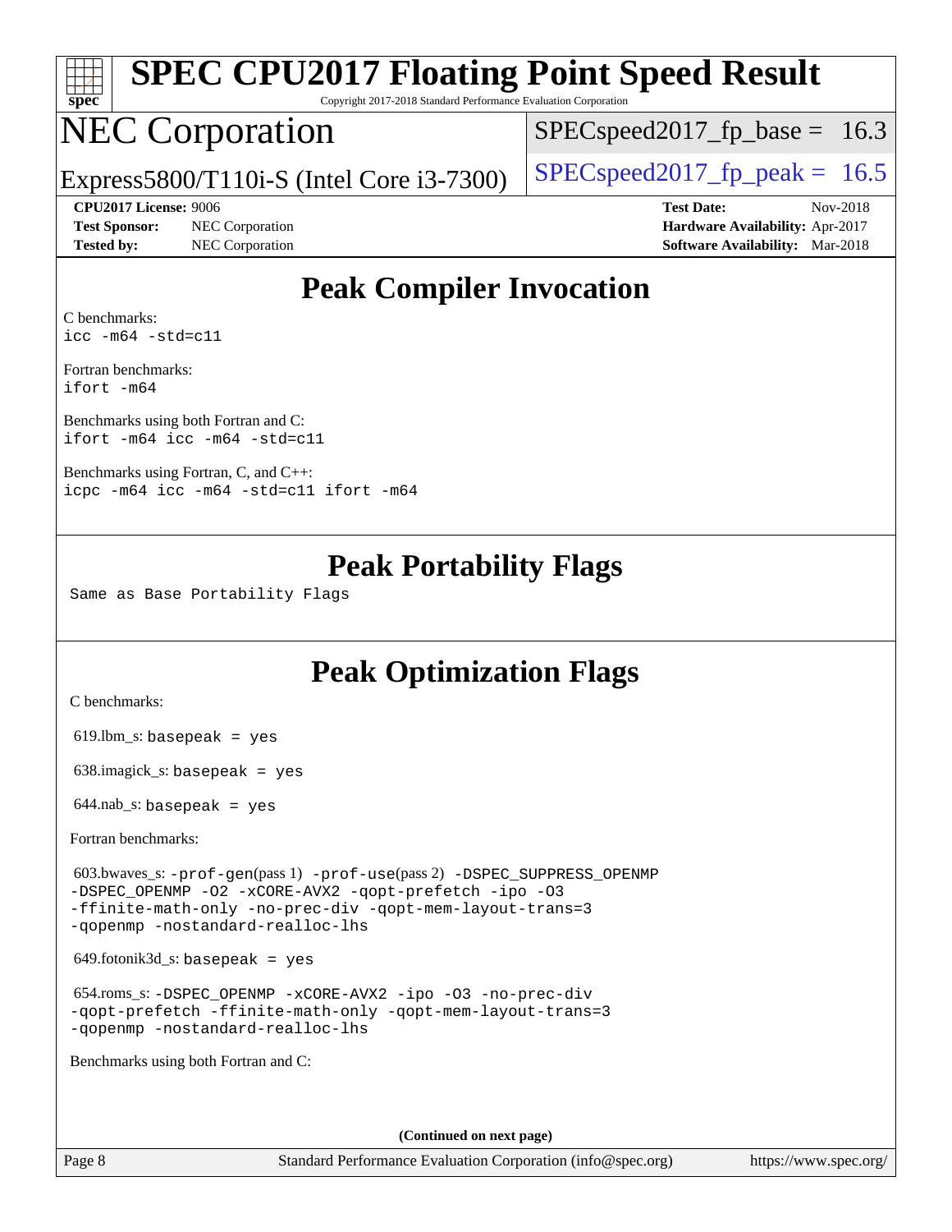# SPEC CPU2017 Floating Point Speed Result

Copyright 2017-2018 Standard Performance Evaluation Corporation

# NEC Corporation

Express5800/T110i-S (Intel Core i3-7300)

SPECspeed2017_fp_base = 16.3

SPECspeed2017_fp_peak = 16.5

**CPU2017 License:** 9006
**Test Sponsor:** NEC Corporation
**Tested by:** NEC Corporation

**Test Date:** Nov-2018
**Hardware Availability:** Apr-2017
**Software Availability:** Mar-2018

## Peak Compiler Invocation

C benchmarks:
`icc -m64 -std=c11`

Fortran benchmarks:
`ifort -m64`

Benchmarks using both Fortran and C:
`ifort -m64 icc -m64 -std=c11`

Benchmarks using Fortran, C, and C++:
`icpc -m64 icc -m64 -std=c11 ifort -m64`

## Peak Portability Flags

Same as Base Portability Flags

## Peak Optimization Flags

C benchmarks:

619.lbm_s: `basepeak = yes`

638.imagick_s: `basepeak = yes`

644.nab_s: `basepeak = yes`

Fortran benchmarks:

603.bwaves_s: `-prof-gen`(pass 1) `-prof-use`(pass 2) `-DSPEC_SUPPRESS_OPENMP -DSPEC_OPENMP -O2 -xCORE-AVX2 -qopt-prefetch -ipo -O3 -ffinite-math-only -no-prec-div -qopt-mem-layout-trans=3 -qopenmp -nostandard-realloc-lhs`

649.fotonik3d_s: `basepeak = yes`

654.roms_s: `-DSPEC_OPENMP -xCORE-AVX2 -ipo -O3 -no-prec-div -qopt-prefetch -ffinite-math-only -qopt-mem-layout-trans=3 -qopenmp -nostandard-realloc-lhs`

Benchmarks using both Fortran and C:

**(Continued on next page)**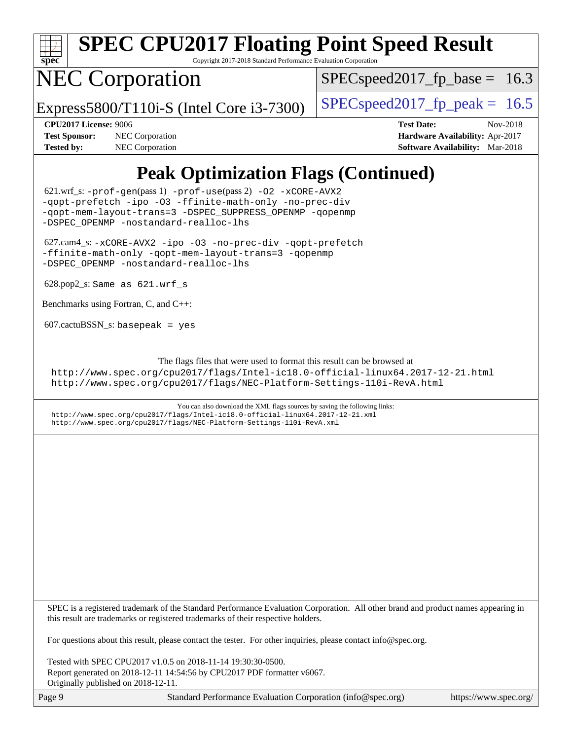# Peak Optimization Flags (Continued)

621.wrf_s: `-prof-gen`(pass 1) `-prof-use`(pass 2) `-O2 -xCORE-AVX2 -qopt-prefetch -ipo -O3 -ffinite-math-only -no-prec-div -qopt-mem-layout-trans=3 -DSPEC_SUPPRESS_OPENMP -qopenmp -DSPEC_OPENMP -nostandard-realloc-lhs`

627.cam4_s: `-xCORE-AVX2 -ipo -O3 -no-prec-div -qopt-prefetch -ffinite-math-only -qopt-mem-layout-trans=3 -qopenmp -DSPEC_OPENMP -nostandard-realloc-lhs`

628.pop2_s: `Same as 621.wrf_s`

Benchmarks using Fortran, C, and C++:

607.cactuBSSN_s: `basepeak = yes`

The flags files that were used to format this result can be browsed at
http://www.spec.org/cpu2017/flags/Intel-ic18.0-official-linux64.2017-12-21.html
http://www.spec.org/cpu2017/flags/NEC-Platform-Settings-110i-RevA.html

You can also download the XML flags sources by saving the following links:
http://www.spec.org/cpu2017/flags/Intel-ic18.0-official-linux64.2017-12-21.xml
http://www.spec.org/cpu2017/flags/NEC-Platform-Settings-110i-RevA.xml

SPEC is a registered trademark of the Standard Performance Evaluation Corporation. All other brand and product names appearing in this result are trademarks or registered trademarks of their respective holders.

For questions about this result, please contact the tester. For other inquiries, please contact info@spec.org.

Tested with SPEC CPU2017 v1.0.5 on 2018-11-14 19:30:30-0500.
Report generated on 2018-12-11 14:54:56 by CPU2017 PDF formatter v6067.
Originally published on 2018-12-11.